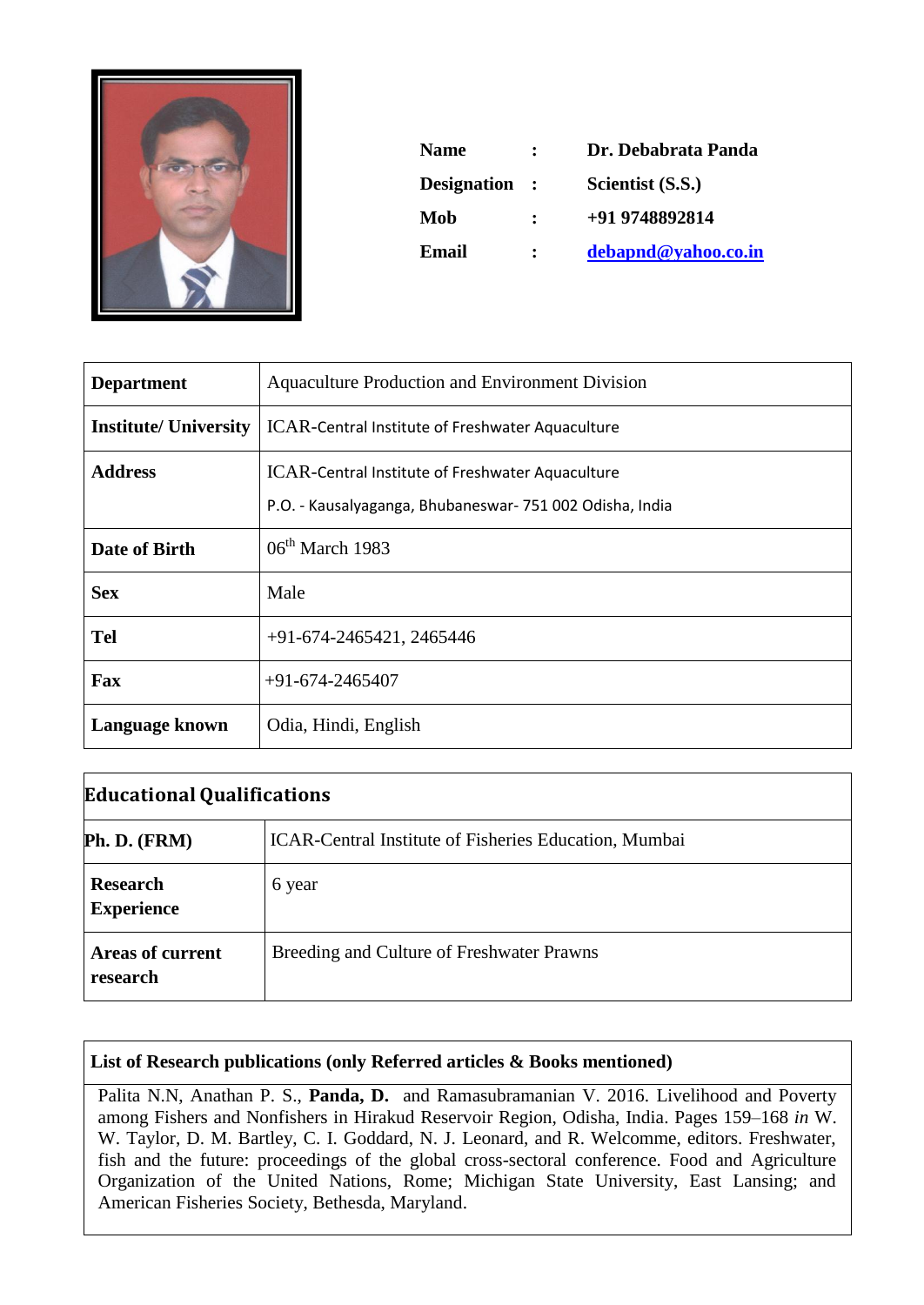| | | |
|---|---|---|
| **Name** | **:** | **Dr. Debabrata Panda** |
| **Designation** | **:** | **Scientist (S.S.)** |
| **Mob** | **:** | **+91 9748892814** |
| **Email** | **:** | **debapnd@yahoo.co.in** |

| | |
|---|---|
| **Department** | Aquaculture Production and Environment Division |
| **Institute/ University** | ICAR-Central Institute of Freshwater Aquaculture |
| **Address** | ICAR-Central Institute of Freshwater Aquaculture<br>P.O. - Kausalyaganga, Bhubaneswar- 751 002 Odisha, India |
| **Date of Birth** | 06th March 1983 |
| **Sex** | Male |
| **Tel** | +91-674-2465421, 2465446 |
| **Fax** | +91-674-2465407 |
| **Language known** | Odia, Hindi, English |

| **Educational Qualifications** | |
|---|---|
| **Ph. D. (FRM)** | ICAR-Central Institute of Fisheries Education, Mumbai |
| **Research Experience** | 6 year |
| **Areas of current research** | Breeding and Culture of Freshwater Prawns |

**List of Research publications (only Referred articles & Books mentioned)**

Palita N.N, Anathan P. S., **Panda, D.** and Ramasubramanian V. 2016. Livelihood and Poverty among Fishers and Nonfishers in Hirakud Reservoir Region, Odisha, India. Pages 159–168 *in* W. W. Taylor, D. M. Bartley, C. I. Goddard, N. J. Leonard, and R. Welcomme, editors. Freshwater, fish and the future: proceedings of the global cross-sectoral conference. Food and Agriculture Organization of the United Nations, Rome; Michigan State University, East Lansing; and American Fisheries Society, Bethesda, Maryland.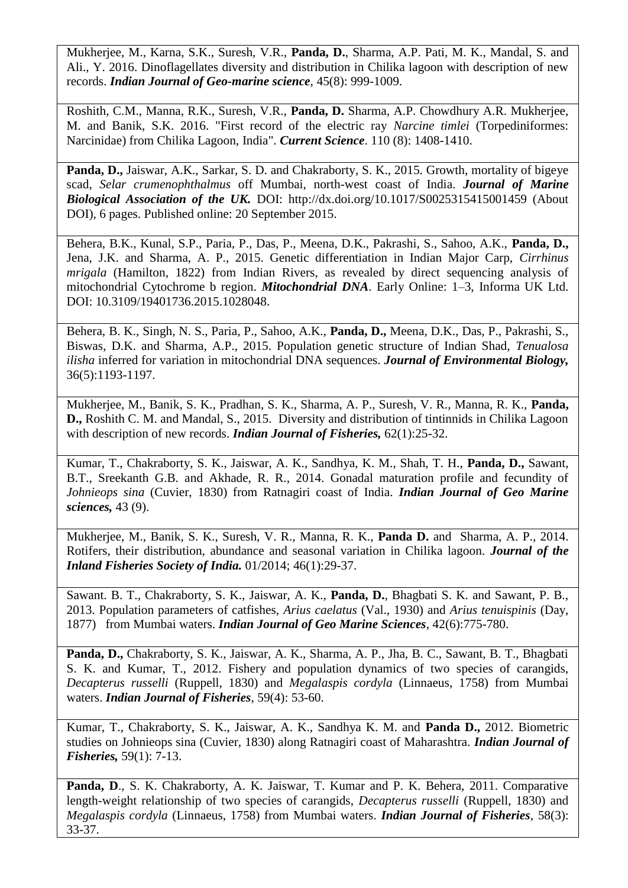Mukherjee, M., Karna, S.K., Suresh, V.R., **Panda, D.**, Sharma, A.P. Pati, M. K., Mandal, S. and Ali., Y. 2016. Dinoflagellates diversity and distribution in Chilika lagoon with description of new records. ***Indian Journal of Geo-marine science***, 45(8): 999-1009.

Roshith, C.M., Manna, R.K., Suresh, V.R., **Panda, D.** Sharma, A.P. Chowdhury A.R. Mukherjee, M. and Banik, S.K. 2016. "First record of the electric ray *Narcine timlei* (Torpediniformes: Narcinidae) from Chilika Lagoon, India". ***Current Science***. 110 (8): 1408-1410.

**Panda, D.,** Jaiswar, A.K., Sarkar, S. D. and Chakraborty, S. K., 2015. Growth, mortality of bigeye scad, *Selar crumenophthalmus* off Mumbai, north-west coast of India. ***Journal of Marine Biological Association of the UK.*** DOI: http://dx.doi.org/10.1017/S0025315415001459 (About DOI), 6 pages. Published online: 20 September 2015.

Behera, B.K., Kunal, S.P., Paria, P., Das, P., Meena, D.K., Pakrashi, S., Sahoo, A.K., **Panda, D.,** Jena, J.K. and Sharma, A. P., 2015. Genetic differentiation in Indian Major Carp, *Cirrhinus mrigala* (Hamilton, 1822) from Indian Rivers, as revealed by direct sequencing analysis of mitochondrial Cytochrome b region. ***Mitochondrial DNA***. Early Online: 1–3, Informa UK Ltd. DOI: 10.3109/19401736.2015.1028048.

Behera, B. K., Singh, N. S., Paria, P., Sahoo, A.K., **Panda, D.,** Meena, D.K., Das, P., Pakrashi, S., Biswas, D.K. and Sharma, A.P., 2015. Population genetic structure of Indian Shad, *Tenualosa ilisha* inferred for variation in mitochondrial DNA sequences. ***Journal of Environmental Biology,*** 36(5):1193-1197.

Mukherjee, M., Banik, S. K., Pradhan, S. K., Sharma, A. P., Suresh, V. R., Manna, R. K., **Panda, D.,** Roshith C. M. and Mandal, S., 2015. Diversity and distribution of tintinnids in Chilika Lagoon with description of new records. ***Indian Journal of Fisheries,*** 62(1):25-32.

Kumar, T., Chakraborty, S. K., Jaiswar, A. K., Sandhya, K. M., Shah, T. H., **Panda, D.,** Sawant, B.T., Sreekanth G.B. and Akhade, R. R., 2014. Gonadal maturation profile and fecundity of *Johnieops sina* (Cuvier, 1830) from Ratnagiri coast of India. ***Indian Journal of Geo Marine sciences,*** 43 (9).

Mukherjee, M., Banik, S. K., Suresh, V. R., Manna, R. K., **Panda D.** and Sharma, A. P., 2014. Rotifers, their distribution, abundance and seasonal variation in Chilika lagoon. ***Journal of the Inland Fisheries Society of India.*** 01/2014; 46(1):29-37.

Sawant. B. T., Chakraborty, S. K., Jaiswar, A. K., **Panda, D.**, Bhagbati S. K. and Sawant, P. B., 2013. Population parameters of catfishes, *Arius caelatus* (Val., 1930) and *Arius tenuispinis* (Day, 1877) from Mumbai waters. ***Indian Journal of Geo Marine Sciences***, 42(6):775-780.

**Panda, D.,** Chakraborty, S. K., Jaiswar, A. K., Sharma, A. P., Jha, B. C., Sawant, B. T., Bhagbati S. K. and Kumar, T., 2012. Fishery and population dynamics of two species of carangids, *Decapterus russelli* (Ruppell, 1830) and *Megalaspis cordyla* (Linnaeus, 1758) from Mumbai waters. ***Indian Journal of Fisheries***, 59(4): 53-60.

Kumar, T., Chakraborty, S. K., Jaiswar, A. K., Sandhya K. M. and **Panda D.,** 2012. Biometric studies on Johnieops sina (Cuvier, 1830) along Ratnagiri coast of Maharashtra. ***Indian Journal of Fisheries,*** 59(1): 7-13.

**Panda, D**., S. K. Chakraborty, A. K. Jaiswar, T. Kumar and P. K. Behera, 2011. Comparative length-weight relationship of two species of carangids, *Decapterus russelli* (Ruppell, 1830) and *Megalaspis cordyla* (Linnaeus, 1758) from Mumbai waters. ***Indian Journal of Fisheries***, 58(3): 33-37.